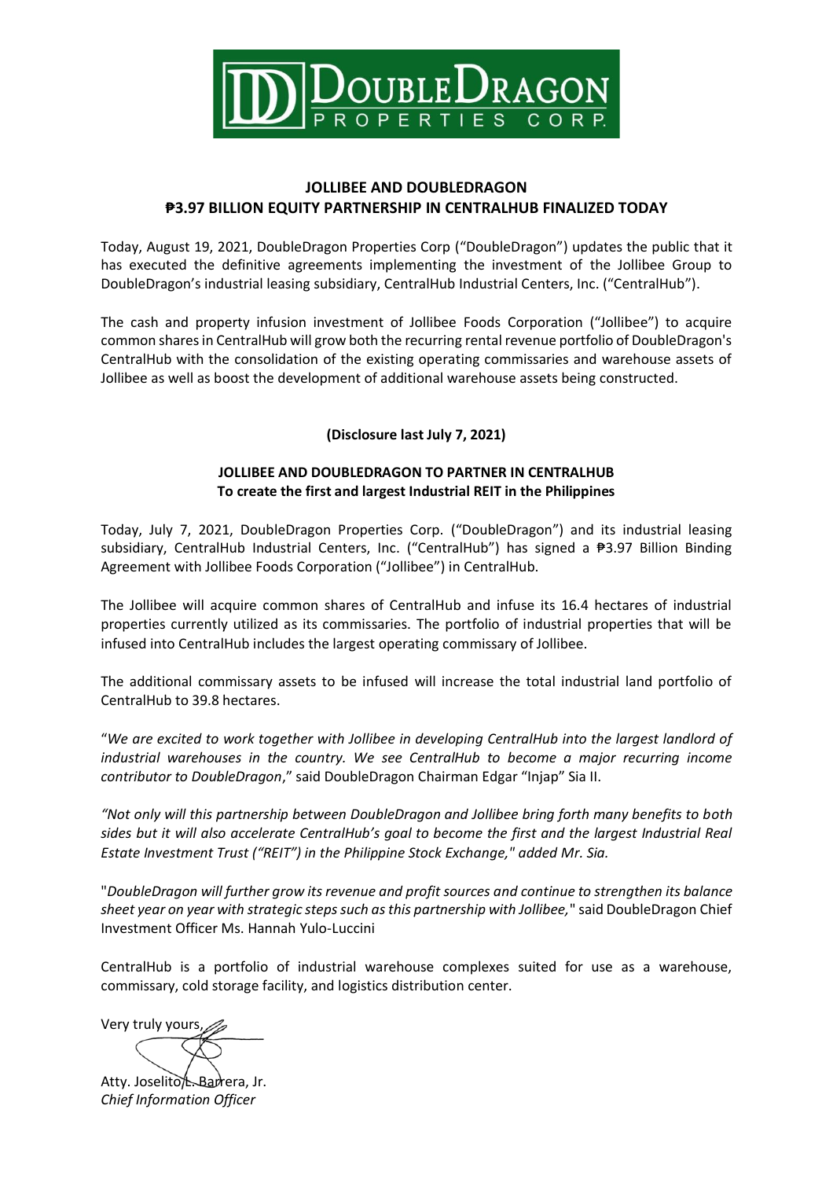**JOLLIBEE AND DOUBLEDRAGON**
**₱3.97 BILLION EQUITY PARTNERSHIP IN CENTRALHUB FINALIZED TODAY**

Today, August 19, 2021, DoubleDragon Properties Corp ("DoubleDragon") updates the public that it has executed the definitive agreements implementing the investment of the Jollibee Group to DoubleDragon's industrial leasing subsidiary, CentralHub Industrial Centers, Inc. ("CentralHub").

The cash and property infusion investment of Jollibee Foods Corporation ("Jollibee") to acquire common shares in CentralHub will grow both the recurring rental revenue portfolio of DoubleDragon's CentralHub with the consolidation of the existing operating commissaries and warehouse assets of Jollibee as well as boost the development of additional warehouse assets being constructed.

**(Disclosure last July 7, 2021)**

**JOLLIBEE AND DOUBLEDRAGON TO PARTNER IN CENTRALHUB**
**To create the first and largest Industrial REIT in the Philippines**

Today, July 7, 2021, DoubleDragon Properties Corp. ("DoubleDragon") and its industrial leasing subsidiary, CentralHub Industrial Centers, Inc. ("CentralHub") has signed a ₱3.97 Billion Binding Agreement with Jollibee Foods Corporation ("Jollibee") in CentralHub.

The Jollibee will acquire common shares of CentralHub and infuse its 16.4 hectares of industrial properties currently utilized as its commissaries. The portfolio of industrial properties that will be infused into CentralHub includes the largest operating commissary of Jollibee.

The additional commissary assets to be infused will increase the total industrial land portfolio of CentralHub to 39.8 hectares.

"*We are excited to work together with Jollibee in developing CentralHub into the largest landlord of industrial warehouses in the country. We see CentralHub to become a major recurring income contributor to DoubleDragon*," said DoubleDragon Chairman Edgar "Injap" Sia II.

*"Not only will this partnership between DoubleDragon and Jollibee bring forth many benefits to both sides but it will also accelerate CentralHub's goal to become the first and the largest Industrial Real Estate Investment Trust ("REIT") in the Philippine Stock Exchange," added Mr. Sia.*

"*DoubleDragon will further grow its revenue and profit sources and continue to strengthen its balance sheet year on year with strategic steps such as this partnership with Jollibee,*" said DoubleDragon Chief Investment Officer Ms. Hannah Yulo-Luccini

CentralHub is a portfolio of industrial warehouse complexes suited for use as a warehouse, commissary, cold storage facility, and logistics distribution center.

Very truly yours,

Atty. Joselito L. Barrera, Jr.
*Chief Information Officer*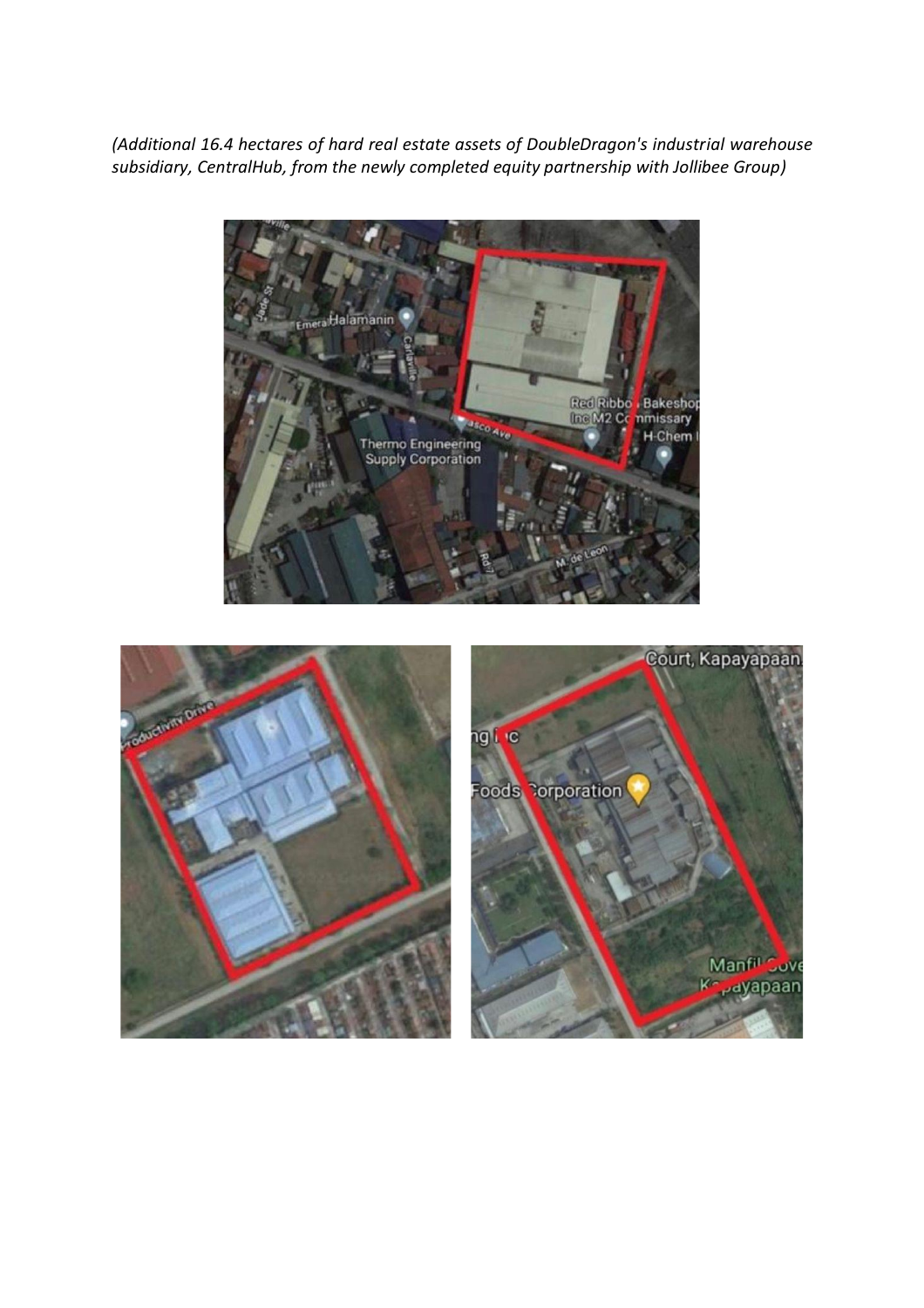*(Additional 16.4 hectares of hard real estate assets of DoubleDragon's industrial warehouse subsidiary, CentralHub, from the newly completed equity partnership with Jollibee Group)*